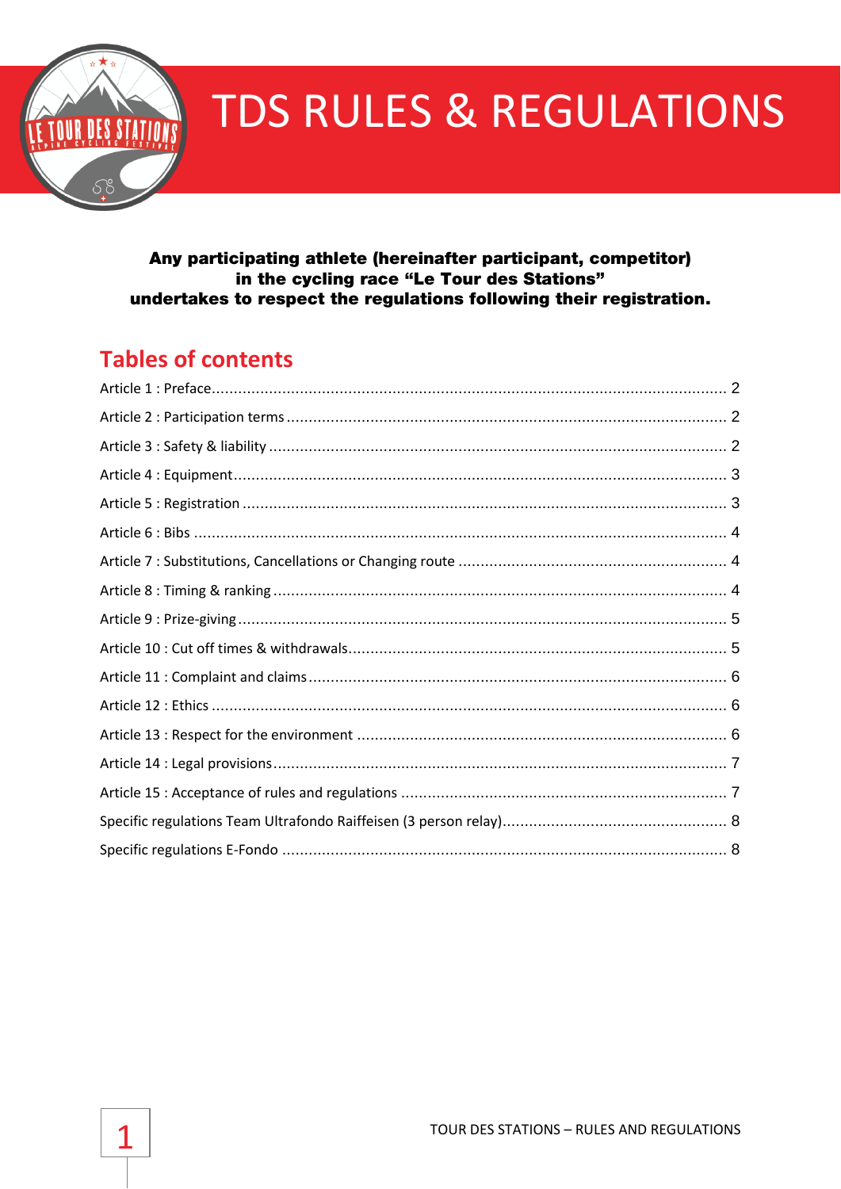# TDS RULES & REGULATIONS

**Any participating athlete (hereinafter participant, competitor) in the cycling race “Le Tour des Stations” undertakes to respect the regulations following their registration.**

## Tables of contents

Article 1 : Preface .......... 2

Article 2 : Participation terms .......... 2

Article 3 : Safety & liability .......... 2

Article 4 : Equipment .......... 3

Article 5 : Registration .......... 3

Article 6 : Bibs .......... 4

Article 7 : Substitutions, Cancellations or Changing route .......... 4

Article 8 : Timing & ranking .......... 4

Article 9 : Prize-giving .......... 5

Article 10 : Cut off times & withdrawals .......... 5

Article 11 : Complaint and claims .......... 6

Article 12 : Ethics .......... 6

Article 13 : Respect for the environment .......... 6

Article 14 : Legal provisions .......... 7

Article 15 : Acceptance of rules and regulations .......... 7

Specific regulations Team Ultrafondo Raiffeisen (3 person relay) .......... 8

Specific regulations E-Fondo .......... 8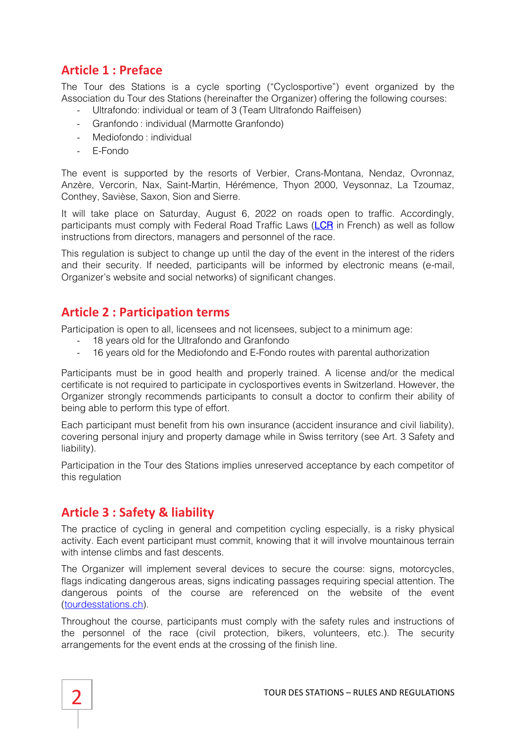## Article 1 : Preface

The Tour des Stations is a cycle sporting ("Cyclosportive") event organized by the Association du Tour des Stations (hereinafter the Organizer) offering the following courses:

- Ultrafondo: individual or team of 3 (Team Ultrafondo Raiffeisen)
- Granfondo : individual (Marmotte Granfondo)
- Mediofondo : individual
- E-Fondo

The event is supported by the resorts of Verbier, Crans-Montana, Nendaz, Ovronnaz, Anzère, Vercorin, Nax, Saint-Martin, Hérémence, Thyon 2000, Veysonnaz, La Tzoumaz, Conthey, Savièse, Saxon, Sion and Sierre.

It will take place on Saturday, August 6, 2022 on roads open to traffic. Accordingly, participants must comply with Federal Road Traffic Laws (LCR in French) as well as follow instructions from directors, managers and personnel of the race.

This regulation is subject to change up until the day of the event in the interest of the riders and their security. If needed, participants will be informed by electronic means (e-mail, Organizer's website and social networks) of significant changes.

## Article 2 : Participation terms

Participation is open to all, licensees and not licensees, subject to a minimum age:

- 18 years old for the Ultrafondo and Granfondo
- 16 years old for the Mediofondo and E-Fondo routes with parental authorization

Participants must be in good health and properly trained. A license and/or the medical certificate is not required to participate in cyclosportives events in Switzerland. However, the Organizer strongly recommends participants to consult a doctor to confirm their ability of being able to perform this type of effort.

Each participant must benefit from his own insurance (accident insurance and civil liability), covering personal injury and property damage while in Swiss territory (see Art. 3 Safety and liability).

Participation in the Tour des Stations implies unreserved acceptance by each competitor of this regulation

## Article 3 : Safety & liability

The practice of cycling in general and competition cycling especially, is a risky physical activity. Each event participant must commit, knowing that it will involve mountainous terrain with intense climbs and fast descents.

The Organizer will implement several devices to secure the course: signs, motorcycles, flags indicating dangerous areas, signs indicating passages requiring special attention. The dangerous points of the course are referenced on the website of the event (tourdesstations.ch).

Throughout the course, participants must comply with the safety rules and instructions of the personnel of the race (civil protection, bikers, volunteers, etc.). The security arrangements for the event ends at the crossing of the finish line.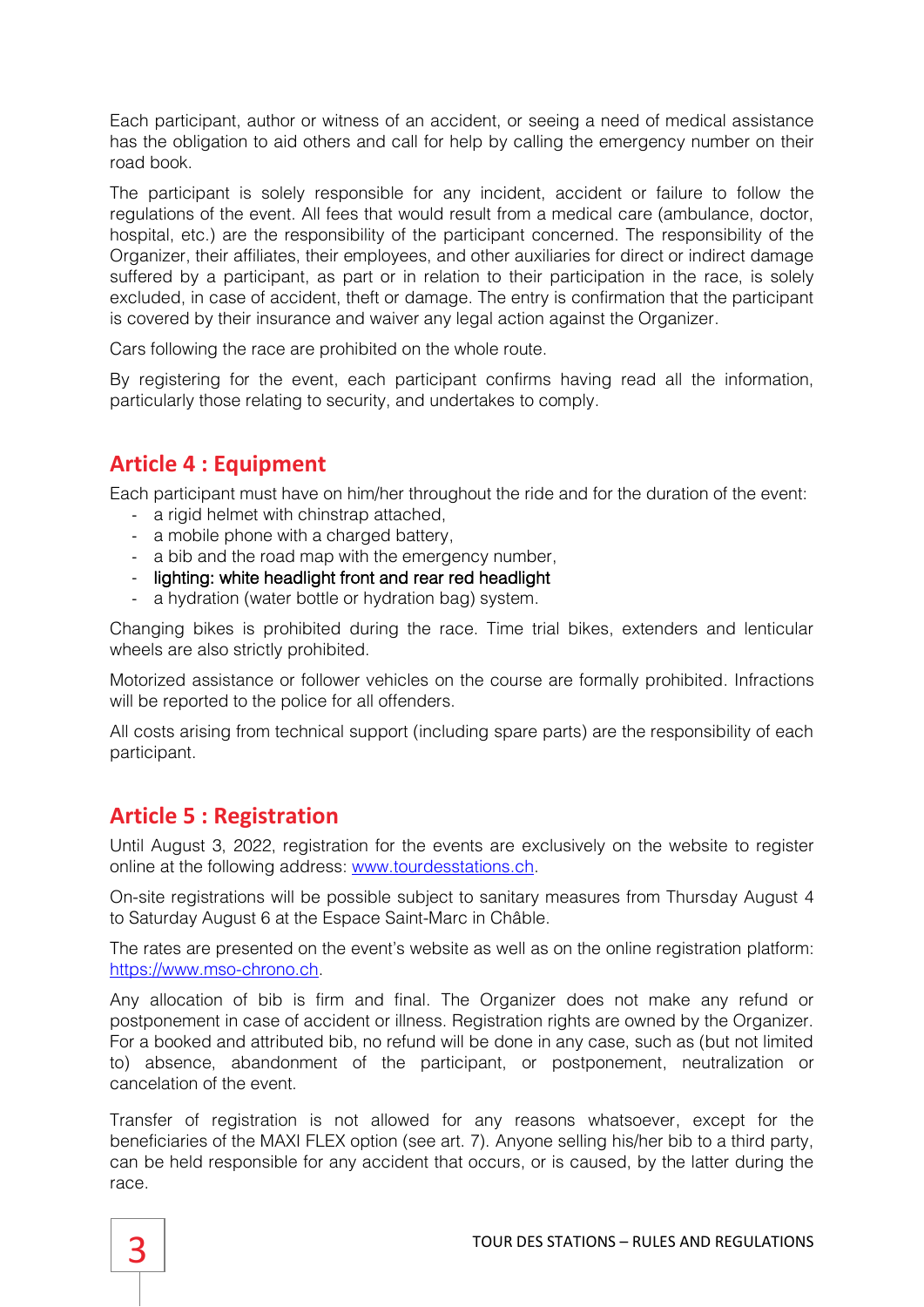Each participant, author or witness of an accident, or seeing a need of medical assistance has the obligation to aid others and call for help by calling the emergency number on their road book.

The participant is solely responsible for any incident, accident or failure to follow the regulations of the event. All fees that would result from a medical care (ambulance, doctor, hospital, etc.) are the responsibility of the participant concerned. The responsibility of the Organizer, their affiliates, their employees, and other auxiliaries for direct or indirect damage suffered by a participant, as part or in relation to their participation in the race, is solely excluded, in case of accident, theft or damage. The entry is confirmation that the participant is covered by their insurance and waiver any legal action against the Organizer.

Cars following the race are prohibited on the whole route.

By registering for the event, each participant confirms having read all the information, particularly those relating to security, and undertakes to comply.

## Article 4 : Equipment

Each participant must have on him/her throughout the ride and for the duration of the event:

- a rigid helmet with chinstrap attached,
- a mobile phone with a charged battery,
- a bib and the road map with the emergency number,
- lighting: white headlight front and rear red headlight
- a hydration (water bottle or hydration bag) system.

Changing bikes is prohibited during the race. Time trial bikes, extenders and lenticular wheels are also strictly prohibited.

Motorized assistance or follower vehicles on the course are formally prohibited. Infractions will be reported to the police for all offenders.

All costs arising from technical support (including spare parts) are the responsibility of each participant.

## Article 5 : Registration

Until August 3, 2022, registration for the events are exclusively on the website to register online at the following address: [www.tourdesstations.ch](http://www.tourdesstations.ch).

On-site registrations will be possible subject to sanitary measures from Thursday August 4 to Saturday August 6 at the Espace Saint-Marc in Châble.

The rates are presented on the event's website as well as on the online registration platform: [https://www.mso-chrono.ch](https://www.mso-chrono.ch).

Any allocation of bib is firm and final. The Organizer does not make any refund or postponement in case of accident or illness. Registration rights are owned by the Organizer. For a booked and attributed bib, no refund will be done in any case, such as (but not limited to) absence, abandonment of the participant, or postponement, neutralization or cancelation of the event.

Transfer of registration is not allowed for any reasons whatsoever, except for the beneficiaries of the MAXI FLEX option (see art. 7). Anyone selling his/her bib to a third party, can be held responsible for any accident that occurs, or is caused, by the latter during the race.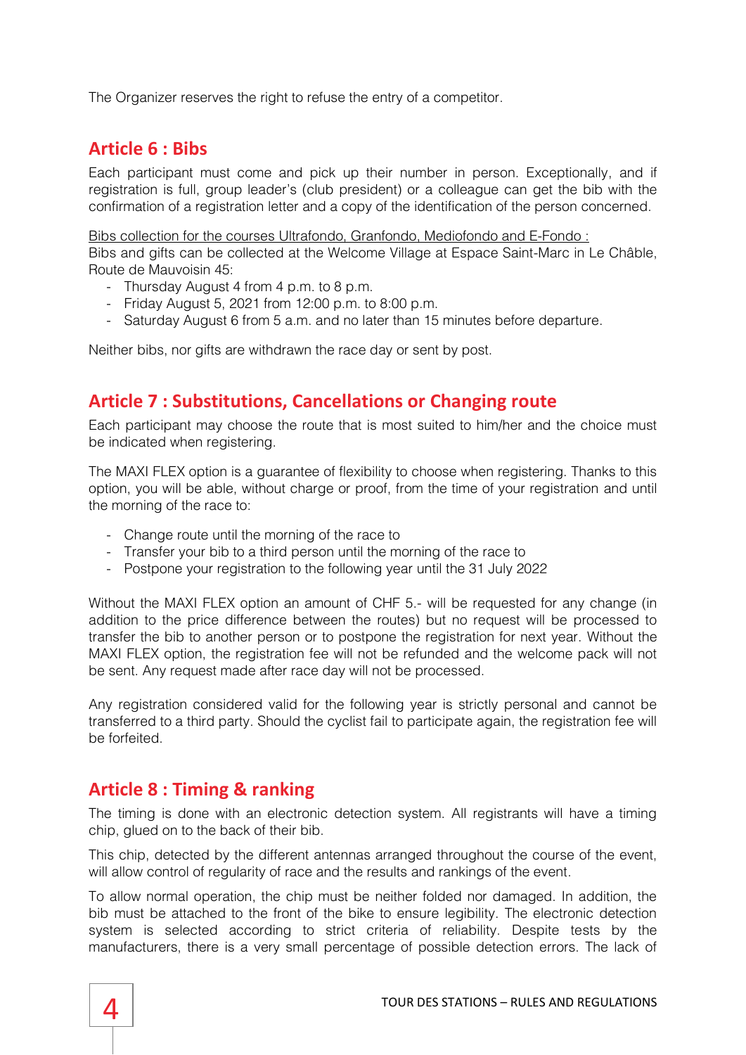The Organizer reserves the right to refuse the entry of a competitor.

## Article 6 : Bibs

Each participant must come and pick up their number in person. Exceptionally, and if registration is full, group leader's (club president) or a colleague can get the bib with the confirmation of a registration letter and a copy of the identification of the person concerned.

Bibs collection for the courses Ultrafondo, Granfondo, Mediofondo and E-Fondo :
Bibs and gifts can be collected at the Welcome Village at Espace Saint-Marc in Le Châble, Route de Mauvoisin 45:

- Thursday August 4 from 4 p.m. to 8 p.m.
- Friday August 5, 2021 from 12:00 p.m. to 8:00 p.m.
- Saturday August 6 from 5 a.m. and no later than 15 minutes before departure.

Neither bibs, nor gifts are withdrawn the race day or sent by post.

## Article 7 : Substitutions, Cancellations or Changing route

Each participant may choose the route that is most suited to him/her and the choice must be indicated when registering.

The MAXI FLEX option is a guarantee of flexibility to choose when registering. Thanks to this option, you will be able, without charge or proof, from the time of your registration and until the morning of the race to:

- Change route until the morning of the race to
- Transfer your bib to a third person until the morning of the race to
- Postpone your registration to the following year until the 31 July 2022

Without the MAXI FLEX option an amount of CHF 5.- will be requested for any change (in addition to the price difference between the routes) but no request will be processed to transfer the bib to another person or to postpone the registration for next year. Without the MAXI FLEX option, the registration fee will not be refunded and the welcome pack will not be sent. Any request made after race day will not be processed.

Any registration considered valid for the following year is strictly personal and cannot be transferred to a third party. Should the cyclist fail to participate again, the registration fee will be forfeited.

## Article 8 : Timing & ranking

The timing is done with an electronic detection system. All registrants will have a timing chip, glued on to the back of their bib.

This chip, detected by the different antennas arranged throughout the course of the event, will allow control of regularity of race and the results and rankings of the event.

To allow normal operation, the chip must be neither folded nor damaged. In addition, the bib must be attached to the front of the bike to ensure legibility. The electronic detection system is selected according to strict criteria of reliability. Despite tests by the manufacturers, there is a very small percentage of possible detection errors. The lack of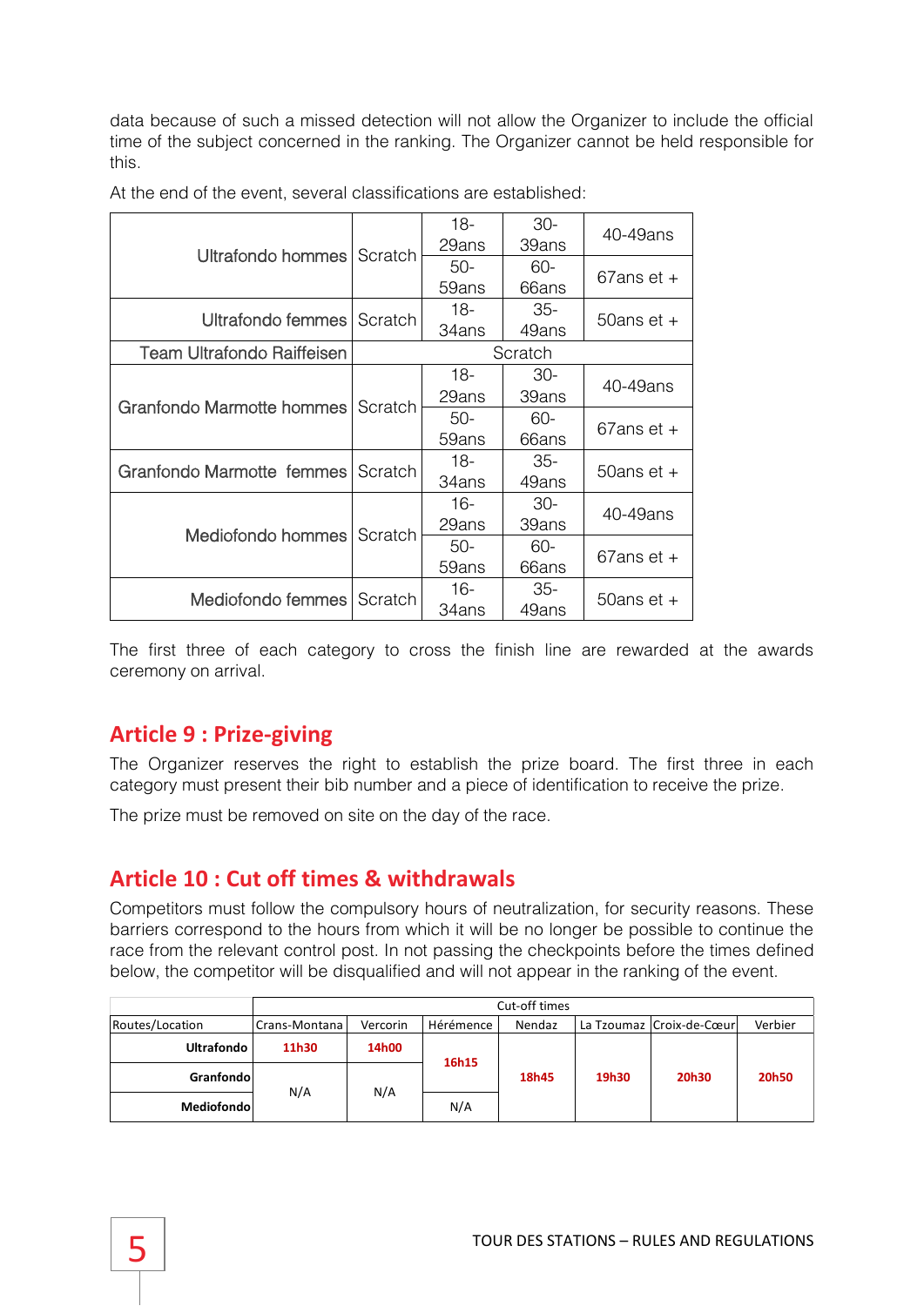data because of such a missed detection will not allow the Organizer to include the official time of the subject concerned in the ranking. The Organizer cannot be held responsible for this.

At the end of the event, several classifications are established:

| | | | | |
|---|---|---|---|---|
| Ultrafondo hommes | Scratch | 18-29ans | 30-39ans | 40-49ans |
| | | 50-59ans | 60-66ans | 67ans et + |
| Ultrafondo femmes | Scratch | 18-34ans | 35-49ans | 50ans et + |
| Team Ultrafondo Raiffeisen | Scratch | | | |
| Granfondo Marmotte hommes | Scratch | 18-29ans | 30-39ans | 40-49ans |
| | | 50-59ans | 60-66ans | 67ans et + |
| Granfondo Marmotte femmes | Scratch | 18-34ans | 35-49ans | 50ans et + |
| Mediofondo hommes | Scratch | 16-29ans | 30-39ans | 40-49ans |
| | | 50-59ans | 60-66ans | 67ans et + |
| Mediofondo femmes | Scratch | 16-34ans | 35-49ans | 50ans et + |

The first three of each category to cross the finish line are rewarded at the awards ceremony on arrival.

## Article 9 : Prize-giving

The Organizer reserves the right to establish the prize board. The first three in each category must present their bib number and a piece of identification to receive the prize.

The prize must be removed on site on the day of the race.

## Article 10 : Cut off times & withdrawals

Competitors must follow the compulsory hours of neutralization, for security reasons. These barriers correspond to the hours from which it will be no longer be possible to continue the race from the relevant control post. In not passing the checkpoints before the times defined below, the competitor will be disqualified and will not appear in the ranking of the event.

| | Cut-off times | | | | | | |
|---|---|---|---|---|---|---|---|
| Routes/Location | Crans-Montana | Vercorin | Hérémence | Nendaz | La Tzoumaz | Croix-de-Cœur | Verbier |
| **Ultrafondo** | **11h30** | **14h00** | **16h15** | **18h45** | **19h30** | **20h30** | **20h50** |
| **Granfondo** | N/A | N/A | **16h15** | **18h45** | **19h30** | **20h30** | **20h50** |
| **Mediofondo** | N/A | N/A | N/A | **18h45** | **19h30** | **20h30** | **20h50** |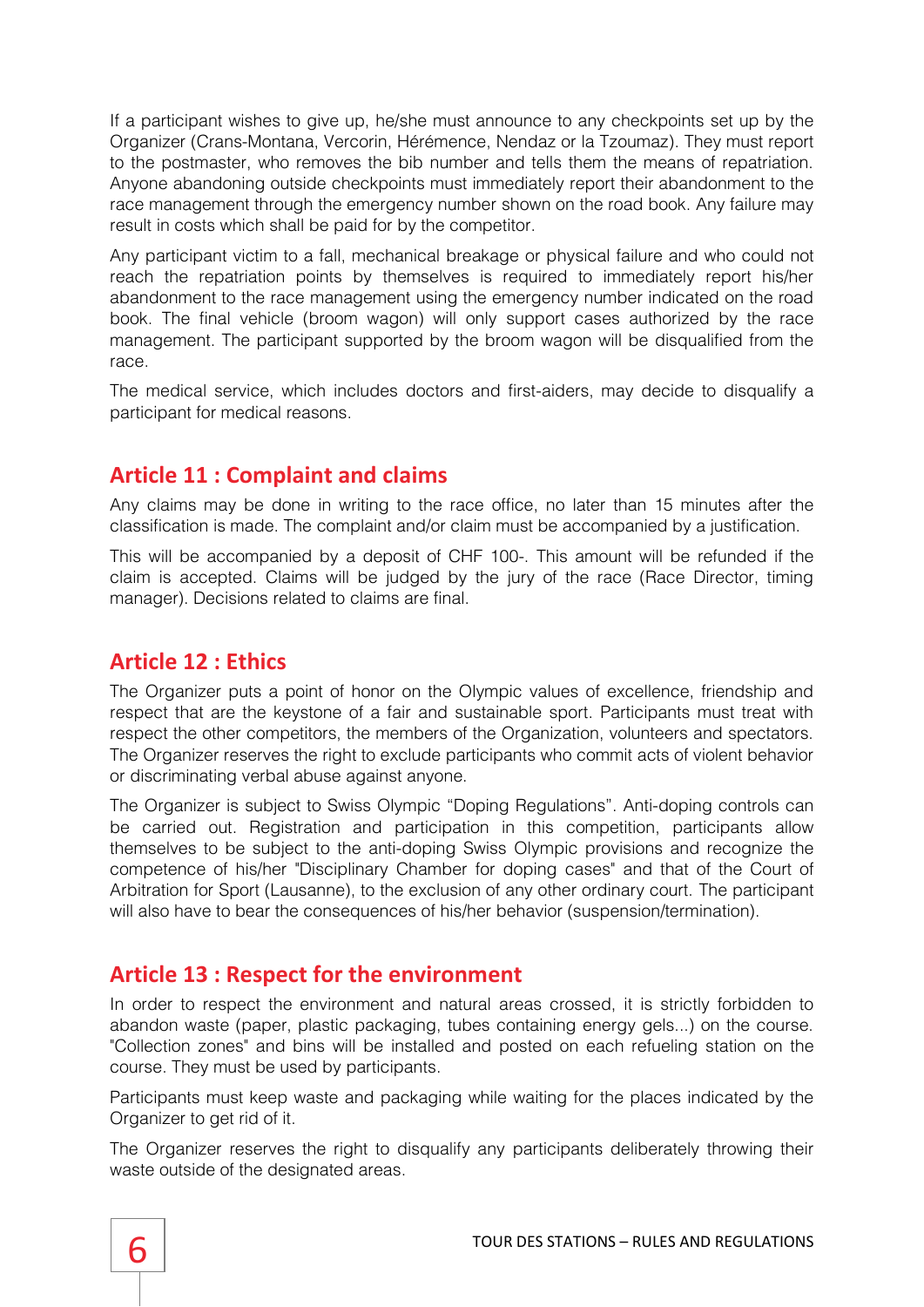If a participant wishes to give up, he/she must announce to any checkpoints set up by the Organizer (Crans-Montana, Vercorin, Hérémence, Nendaz or la Tzoumaz). They must report to the postmaster, who removes the bib number and tells them the means of repatriation. Anyone abandoning outside checkpoints must immediately report their abandonment to the race management through the emergency number shown on the road book. Any failure may result in costs which shall be paid for by the competitor.

Any participant victim to a fall, mechanical breakage or physical failure and who could not reach the repatriation points by themselves is required to immediately report his/her abandonment to the race management using the emergency number indicated on the road book. The final vehicle (broom wagon) will only support cases authorized by the race management. The participant supported by the broom wagon will be disqualified from the race.

The medical service, which includes doctors and first-aiders, may decide to disqualify a participant for medical reasons.

## Article 11 : Complaint and claims

Any claims may be done in writing to the race office, no later than 15 minutes after the classification is made. The complaint and/or claim must be accompanied by a justification.

This will be accompanied by a deposit of CHF 100-. This amount will be refunded if the claim is accepted. Claims will be judged by the jury of the race (Race Director, timing manager). Decisions related to claims are final.

## Article 12 : Ethics

The Organizer puts a point of honor on the Olympic values of excellence, friendship and respect that are the keystone of a fair and sustainable sport. Participants must treat with respect the other competitors, the members of the Organization, volunteers and spectators. The Organizer reserves the right to exclude participants who commit acts of violent behavior or discriminating verbal abuse against anyone.

The Organizer is subject to Swiss Olympic “Doping Regulations”. Anti-doping controls can be carried out. Registration and participation in this competition, participants allow themselves to be subject to the anti-doping Swiss Olympic provisions and recognize the competence of his/her "Disciplinary Chamber for doping cases" and that of the Court of Arbitration for Sport (Lausanne), to the exclusion of any other ordinary court. The participant will also have to bear the consequences of his/her behavior (suspension/termination).

## Article 13 : Respect for the environment

In order to respect the environment and natural areas crossed, it is strictly forbidden to abandon waste (paper, plastic packaging, tubes containing energy gels...) on the course. "Collection zones" and bins will be installed and posted on each refueling station on the course. They must be used by participants.

Participants must keep waste and packaging while waiting for the places indicated by the Organizer to get rid of it.

The Organizer reserves the right to disqualify any participants deliberately throwing their waste outside of the designated areas.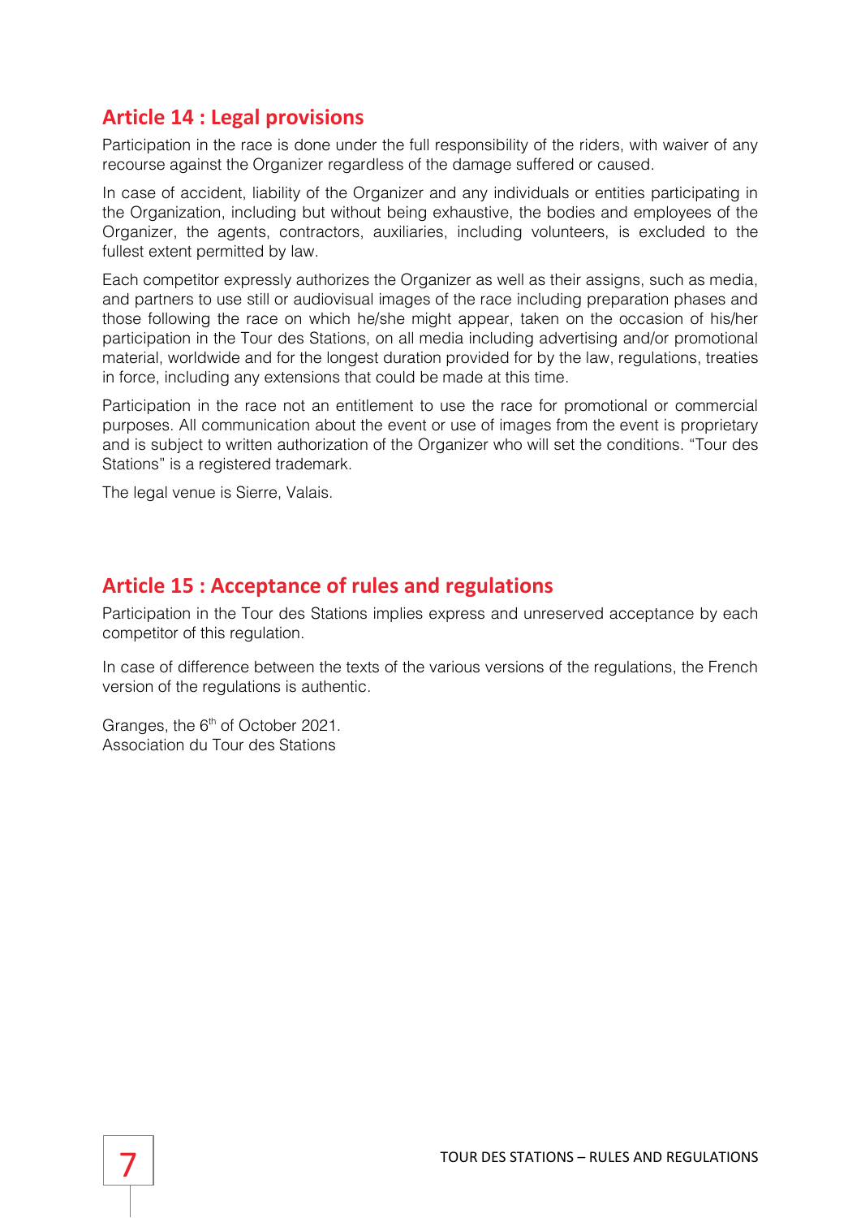## Article 14 : Legal provisions

Participation in the race is done under the full responsibility of the riders, with waiver of any recourse against the Organizer regardless of the damage suffered or caused.

In case of accident, liability of the Organizer and any individuals or entities participating in the Organization, including but without being exhaustive, the bodies and employees of the Organizer, the agents, contractors, auxiliaries, including volunteers, is excluded to the fullest extent permitted by law.

Each competitor expressly authorizes the Organizer as well as their assigns, such as media, and partners to use still or audiovisual images of the race including preparation phases and those following the race on which he/she might appear, taken on the occasion of his/her participation in the Tour des Stations, on all media including advertising and/or promotional material, worldwide and for the longest duration provided for by the law, regulations, treaties in force, including any extensions that could be made at this time.

Participation in the race not an entitlement to use the race for promotional or commercial purposes. All communication about the event or use of images from the event is proprietary and is subject to written authorization of the Organizer who will set the conditions. "Tour des Stations" is a registered trademark.

The legal venue is Sierre, Valais.

## Article 15 : Acceptance of rules and regulations

Participation in the Tour des Stations implies express and unreserved acceptance by each competitor of this regulation.

In case of difference between the texts of the various versions of the regulations, the French version of the regulations is authentic.

Granges, the 6th of October 2021.
Association du Tour des Stations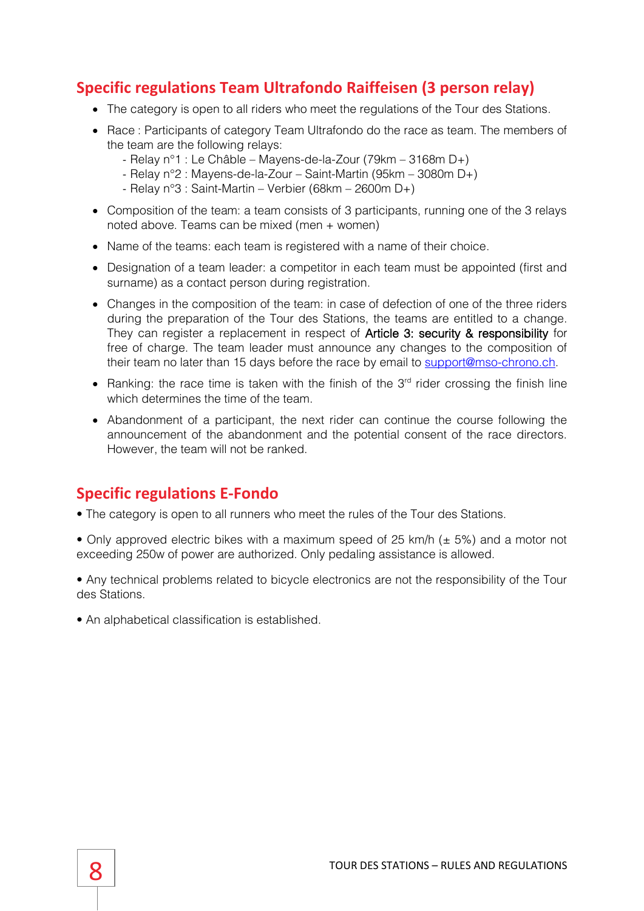## Specific regulations Team Ultrafondo Raiffeisen (3 person relay)

- The category is open to all riders who meet the regulations of the Tour des Stations.
- Race : Participants of category Team Ultrafondo do the race as team. The members of the team are the following relays:
  - Relay n°1 : Le Châble – Mayens-de-la-Zour (79km – 3168m D+)
  - Relay n°2 : Mayens-de-la-Zour – Saint-Martin (95km – 3080m D+)
  - Relay n°3 : Saint-Martin – Verbier (68km – 2600m D+)
- Composition of the team: a team consists of 3 participants, running one of the 3 relays noted above. Teams can be mixed (men + women)
- Name of the teams: each team is registered with a name of their choice.
- Designation of a team leader: a competitor in each team must be appointed (first and surname) as a contact person during registration.
- Changes in the composition of the team: in case of defection of one of the three riders during the preparation of the Tour des Stations, the teams are entitled to a change. They can register a replacement in respect of Article 3: security & responsibility for free of charge. The team leader must announce any changes to the composition of their team no later than 15 days before the race by email to support@mso-chrono.ch.
- Ranking: the race time is taken with the finish of the 3rd rider crossing the finish line which determines the time of the team.
- Abandonment of a participant, the next rider can continue the course following the announcement of the abandonment and the potential consent of the race directors. However, the team will not be ranked.

## Specific regulations E-Fondo

- The category is open to all runners who meet the rules of the Tour des Stations.
- Only approved electric bikes with a maximum speed of 25 km/h (± 5%) and a motor not exceeding 250w of power are authorized. Only pedaling assistance is allowed.
- Any technical problems related to bicycle electronics are not the responsibility of the Tour des Stations.
- An alphabetical classification is established.